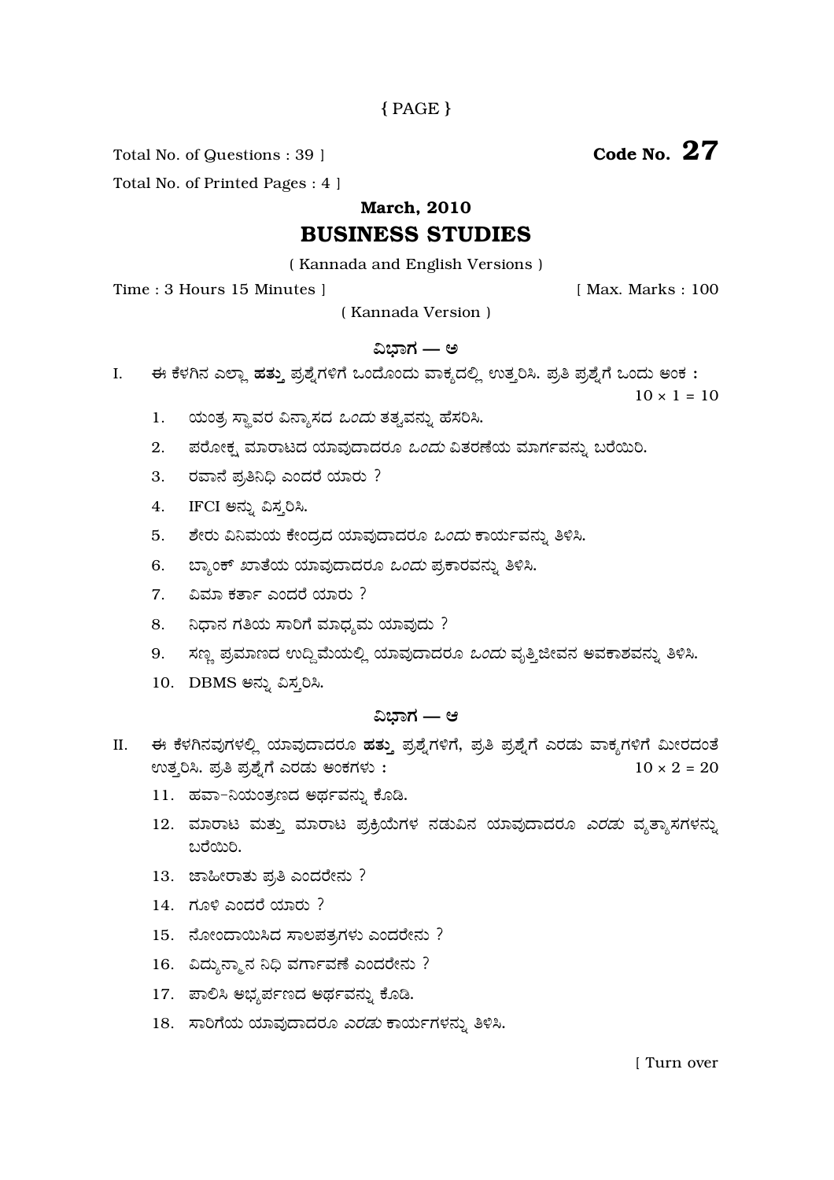Total No. of Questions : 39 ]

**Code No. 27**

Total No. of Printed Pages : 4 ]

## March, 2010

# BUSINESS STUDIES

( Kannada and English Versions )

Time : 3 Hours 15 Minutes ] [ Max. Marks : 100

( Kannada Version )

## ವಿಭಾಗ — ಅ

I. ಈ ಕೆಳಗಿನ ಎಲ್ಲಾ **ಹತ್ತು** ಪ್ರಶ್ನೆಗಳಿಗೆ ಒಂದೊಂದು ವಾಕ್ಯದಲ್ಲಿ ಉತ್ತರಿಸಿ. ಪ್ರತಿ ಪ್ರಶ್ನೆಗೆ ಒಂದು ಅಂಕ : $10 \times 1 = 10$

1. ಯಂತ್ರ ಸ್ಥಾವರ ವಿನ್ಯಾಸದ *ಒಂದು* ತತ್ವವನ್ನು ಹೆಸರಿಸಿ.
2. ಪರೋಕ್ಷ ಮಾರಾಟದ ಯಾವುದಾದರೂ *ಒಂದು* ವಿತರಣೆಯ ಮಾರ್ಗವನ್ನು ಬರೆಯಿರಿ.
3. ರವಾನೆ ಪ್ರತಿನಿಧಿ ಎಂದರೆ ಯಾರು ?
4. IFCI ಅನ್ನು ವಿಸ್ತರಿಸಿ.
5. ಶೇರು ವಿನಿಮಯ ಕೇಂದ್ರದ ಯಾವುದಾದರೂ *ಒಂದು* ಕಾರ್ಯವನ್ನು ತಿಳಿಸಿ.
6. ಬ್ಯಾಂಕ್ ಖಾತೆಯ ಯಾವುದಾದರೂ *ಒಂದು* ಪ್ರಕಾರವನ್ನು ತಿಳಿಸಿ.
7. ವಿಮಾ ಕರ್ತಾ ಎಂದರೆ ಯಾರು ?
8. ನಿಧಾನ ಗತಿಯ ಸಾರಿಗೆ ಮಾಧ್ಯಮ ಯಾವುದು ?
9. ಸಣ್ಣ ಪ್ರಮಾಣದ ಉದ್ದಿಮೆಯಲ್ಲಿ ಯಾವುದಾದರೂ *ಒಂದು* ವೃತ್ತಿಜೀವನ ಅವಕಾಶವನ್ನು ತಿಳಿಸಿ.
10. DBMS ಅನ್ನು ವಿಸ್ತರಿಸಿ.

## ವಿಭಾಗ — ಆ

II. ಈ ಕೆಳಗಿನವುಗಳಲ್ಲಿ ಯಾವುದಾದರೂ **ಹತ್ತು** ಪ್ರಶ್ನೆಗಳಿಗೆ, ಪ್ರತಿ ಪ್ರಶ್ನೆಗೆ ಎರಡು ವಾಕ್ಯಗಳಿಗೆ ಮೀರದಂತೆ ಉತ್ತರಿಸಿ. ಪ್ರತಿ ಪ್ರಶ್ನೆಗೆ ಎರಡು ಅಂಕಗಳು : $10 \times 2 = 20$

11. ಹವಾ-ನಿಯಂತ್ರಣದ ಅರ್ಥವನ್ನು ಕೊಡಿ.
12. ಮಾರಾಟ ಮತ್ತು ಮಾರಾಟ ಪ್ರಕ್ರಿಯೆಗಳ ನಡುವಿನ ಯಾವುದಾದರೂ *ಎರಡು* ವ್ಯತ್ಯಾಸಗಳನ್ನು ಬರೆಯಿರಿ.
13. ಜಾಹೀರಾತು ಪ್ರತಿ ಎಂದರೇನು ?
14. ಗೂಳಿ ಎಂದರೆ ಯಾರು ?
15. ನೋಂದಾಯಿಸಿದ ಸಾಲಪತ್ರಗಳು ಎಂದರೇನು ?
16. ವಿದ್ಯುನ್ಮಾನ ನಿಧಿ ವರ್ಗಾವಣೆ ಎಂದರೇನು ?
17. ಪಾಲಿಸಿ ಅಭ್ಯರ್ಪಣದ ಅರ್ಥವನ್ನು ಕೊಡಿ.
18. ಸಾರಿಗೆಯ ಯಾವುದಾದರೂ *ಎರಡು* ಕಾರ್ಯಗಳನ್ನು ತಿಳಿಸಿ.

[ Turn over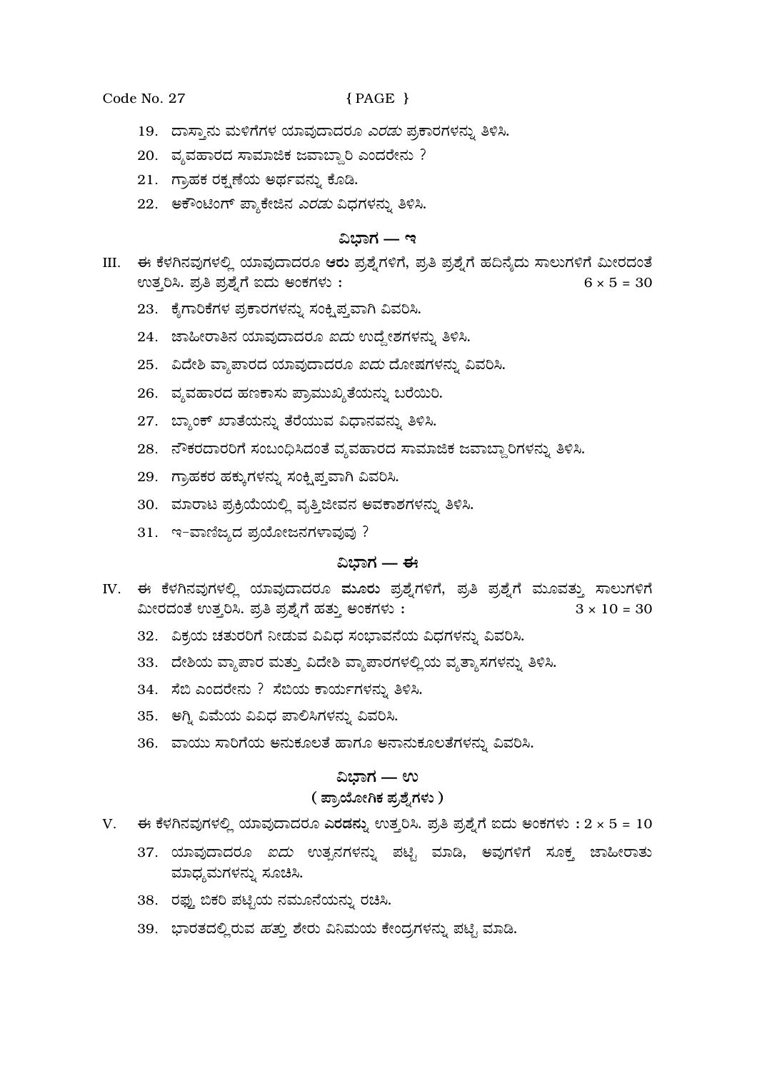19. ದಾಸ್ತಾನು ಮಳಿಗೆಗಳ ಯಾವುದಾದರೂ ಎರಡು ಪ್ರಕಾರಗಳನ್ನು ತಿಳಿಸಿ.

20. ವ್ಯವಹಾರದ ಸಾಮಾಜಿಕ ಜವಾಬ್ದಾರಿ ಎಂದರೇನು ?

21. ಗ್ರಾಹಕ ರಕ್ಷಣೆಯ ಅರ್ಥವನ್ನು ಕೊಡಿ.

22. ಅಕೌಂಟಿಂಗ್ ಪ್ಯಾಕೇಜಿನ ಎರಡು ವಿಧಗಳನ್ನು ತಿಳಿಸಿ.

## ವಿಭಾಗ — ಇ

III. ಈ ಕೆಳಗಿನವುಗಳಲ್ಲಿ ಯಾವುದಾದರೂ **ಆರು** ಪ್ರಶ್ನೆಗಳಿಗೆ, ಪ್ರತಿ ಪ್ರಶ್ನೆಗೆ ಹದಿನೈದು ಸಾಲುಗಳಿಗೆ ಮೀರದಂತೆ ಉತ್ತರಿಸಿ. ಪ್ರತಿ ಪ್ರಶ್ನೆಗೆ ಐದು ಅಂಕಗಳು : $6 \times 5 = 30$

23. ಕೈಗಾರಿಕೆಗಳ ಪ್ರಕಾರಗಳನ್ನು ಸಂಕ್ಷಿಪ್ತವಾಗಿ ವಿವರಿಸಿ.

24. ಜಾಹೀರಾತಿನ ಯಾವುದಾದರೂ ಐದು ಉದ್ದೇಶಗಳನ್ನು ತಿಳಿಸಿ.

25. ವಿದೇಶಿ ವ್ಯಾಪಾರದ ಯಾವುದಾದರೂ ಐದು ದೋಷಗಳನ್ನು ವಿವರಿಸಿ.

26. ವ್ಯವಹಾರದ ಹಣಕಾಸು ಪ್ರಾಮುಖ್ಯತೆಯನ್ನು ಬರೆಯಿರಿ.

27. ಬ್ಯಾಂಕ್ ಖಾತೆಯನ್ನು ತೆರೆಯುವ ವಿಧಾನವನ್ನು ತಿಳಿಸಿ.

28. ನೌಕರದಾರರಿಗೆ ಸಂಬಂಧಿಸಿದಂತೆ ವ್ಯವಹಾರದ ಸಾಮಾಜಿಕ ಜವಾಬ್ದಾರಿಗಳನ್ನು ತಿಳಿಸಿ.

29. ಗ್ರಾಹಕರ ಹಕ್ಕುಗಳನ್ನು ಸಂಕ್ಷಿಪ್ತವಾಗಿ ವಿವರಿಸಿ.

30. ಮಾರಾಟ ಪ್ರಕ್ರಿಯೆಯಲ್ಲಿ ವೃತ್ತಿಜೀವನ ಅವಕಾಶಗಳನ್ನು ತಿಳಿಸಿ.

31. ಇ-ವಾಣಿಜ್ಯದ ಪ್ರಯೋಜನಗಳಾವುವು ?

## ವಿಭಾಗ — ಈ

IV. ಈ ಕೆಳಗಿನವುಗಳಲ್ಲಿ ಯಾವುದಾದರೂ **ಮೂರು** ಪ್ರಶ್ನೆಗಳಿಗೆ, ಪ್ರತಿ ಪ್ರಶ್ನೆಗೆ ಮೂವತ್ತು ಸಾಲುಗಳಿಗೆ ಮೀರದಂತೆ ಉತ್ತರಿಸಿ. ಪ್ರತಿ ಪ್ರಶ್ನೆಗೆ ಹತ್ತು ಅಂಕಗಳು : $3 \times 10 = 30$

32. ವಿಕ್ರಯ ಚತುರರಿಗೆ ನೀಡುವ ವಿವಿಧ ಸಂಭಾವನೆಯ ವಿಧಗಳನ್ನು ವಿವರಿಸಿ.

33. ದೇಶಿಯ ವ್ಯಾಪಾರ ಮತ್ತು ವಿದೇಶಿ ವ್ಯಾಪಾರಗಳಲ್ಲಿಯ ವ್ಯತ್ಯಾಸಗಳನ್ನು ತಿಳಿಸಿ.

34. ಸೆಬಿ ಎಂದರೇನು ? ಸೆಬಿಯ ಕಾರ್ಯಗಳನ್ನು ತಿಳಿಸಿ.

35. ಅಗ್ನಿ ವಿಮೆಯ ವಿವಿಧ ಪಾಲಿಸಿಗಳನ್ನು ವಿವರಿಸಿ.

36. ವಾಯು ಸಾರಿಗೆಯ ಅನುಕೂಲತೆ ಹಾಗೂ ಅನಾನುಕೂಲತೆಗಳನ್ನು ವಿವರಿಸಿ.

## ವಿಭಾಗ — ಉ

### ( ಪ್ರಾಯೋಗಿಕ ಪ್ರಶ್ನೆಗಳು )

V. ಈ ಕೆಳಗಿನವುಗಳಲ್ಲಿ ಯಾವುದಾದರೂ **ಎರಡನ್ನು** ಉತ್ತರಿಸಿ. ಪ್ರತಿ ಪ್ರಶ್ನೆಗೆ ಐದು ಅಂಕಗಳು : $2 \times 5 = 10$

37. ಯಾವುದಾದರೂ ಐದು ಉತ್ಪನಗಳನ್ನು ಪಟ್ಟಿ ಮಾಡಿ, ಅವುಗಳಿಗೆ ಸೂಕ್ತ ಜಾಹೀರಾತು ಮಾಧ್ಯಮಗಳನ್ನು ಸೂಚಿಸಿ.

38. ರಫ್ತು ಬಿಕರಿ ಪಟ್ಟಿಯ ನಮೂನೆಯನ್ನು ರಚಿಸಿ.

39. ಭಾರತದಲ್ಲಿರುವ ಹತ್ತು ಶೇರು ವಿನಿಮಯ ಕೇಂದ್ರಗಳನ್ನು ಪಟ್ಟಿ ಮಾಡಿ.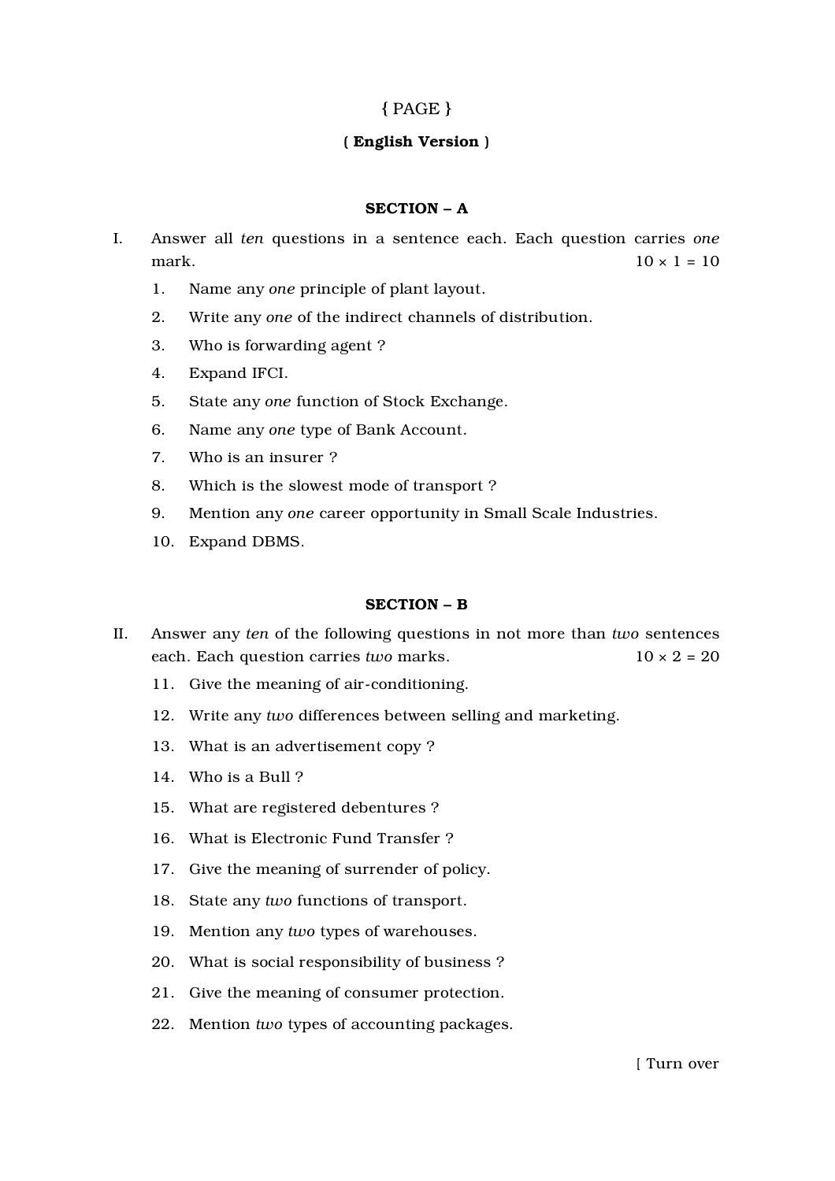{ PAGE }

**( English Version )**

## SECTION – A

I. Answer all *ten* questions in a sentence each. Each question carries *one* mark. 10 × 1 = 10

1. Name any *one* principle of plant layout.
2. Write any *one* of the indirect channels of distribution.
3. Who is forwarding agent ?
4. Expand IFCI.
5. State any *one* function of Stock Exchange.
6. Name any *one* type of Bank Account.
7. Who is an insurer ?
8. Which is the slowest mode of transport ?
9. Mention any *one* career opportunity in Small Scale Industries.
10. Expand DBMS.

## SECTION – B

II. Answer any *ten* of the following questions in not more than *two* sentences each. Each question carries *two* marks. 10 × 2 = 20

11. Give the meaning of air-conditioning.
12. Write any *two* differences between selling and marketing.
13. What is an advertisement copy ?
14. Who is a Bull ?
15. What are registered debentures ?
16. What is Electronic Fund Transfer ?
17. Give the meaning of surrender of policy.
18. State any *two* functions of transport.
19. Mention any *two* types of warehouses.
20. What is social responsibility of business ?
21. Give the meaning of consumer protection.
22. Mention *two* types of accounting packages.

[ Turn over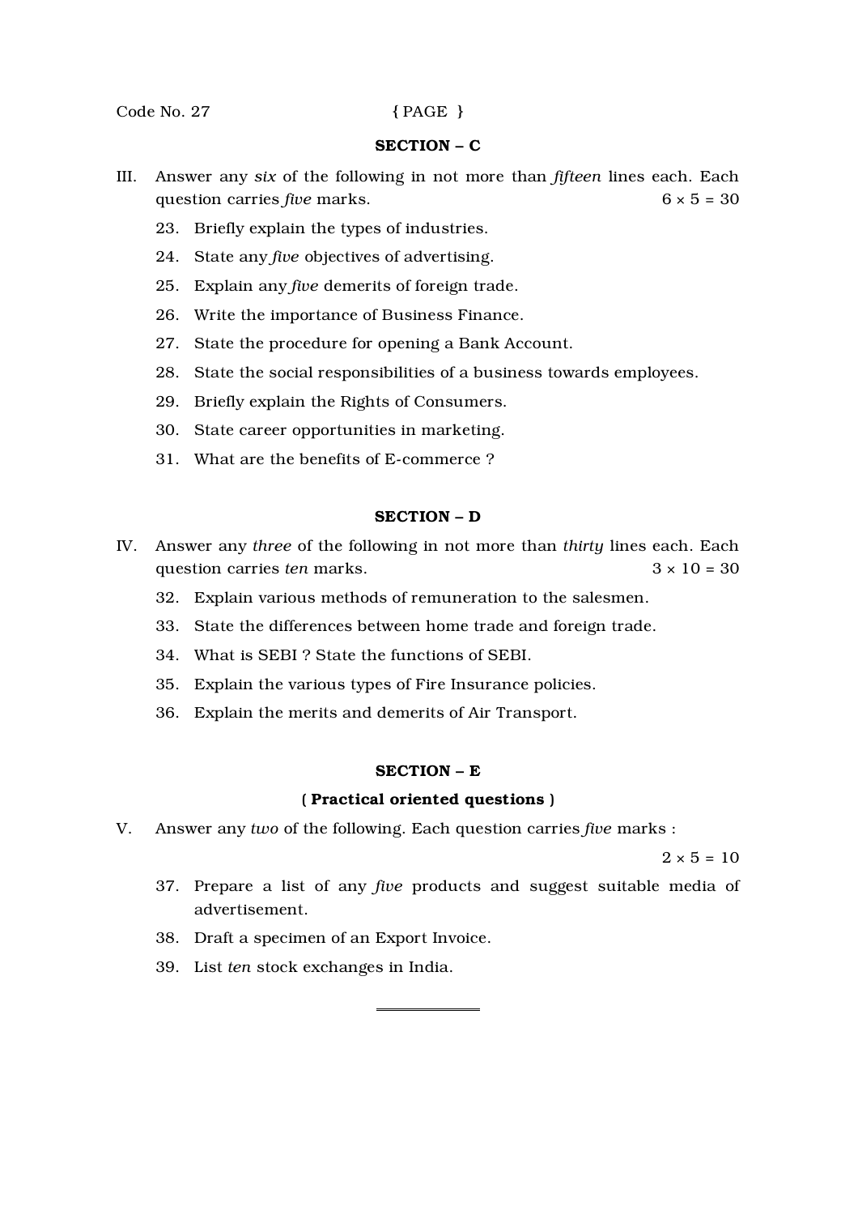## SECTION – C

III. Answer any *six* of the following in not more than *fifteen* lines each. Each question carries *five* marks. $6 \times 5 = 30$

23. Briefly explain the types of industries.
24. State any *five* objectives of advertising.
25. Explain any *five* demerits of foreign trade.
26. Write the importance of Business Finance.
27. State the procedure for opening a Bank Account.
28. State the social responsibilities of a business towards employees.
29. Briefly explain the Rights of Consumers.
30. State career opportunities in marketing.
31. What are the benefits of E-commerce ?

## SECTION – D

IV. Answer any *three* of the following in not more than *thirty* lines each. Each question carries *ten* marks. $3 \times 10 = 30$

32. Explain various methods of remuneration to the salesmen.
33. State the differences between home trade and foreign trade.
34. What is SEBI ? State the functions of SEBI.
35. Explain the various types of Fire Insurance policies.
36. Explain the merits and demerits of Air Transport.

## SECTION – E

### ( Practical oriented questions )

V. Answer any *two* of the following. Each question carries *five* marks : $2 \times 5 = 10$

37. Prepare a list of any *five* products and suggest suitable media of advertisement.
38. Draft a specimen of an Export Invoice.
39. List *ten* stock exchanges in India.